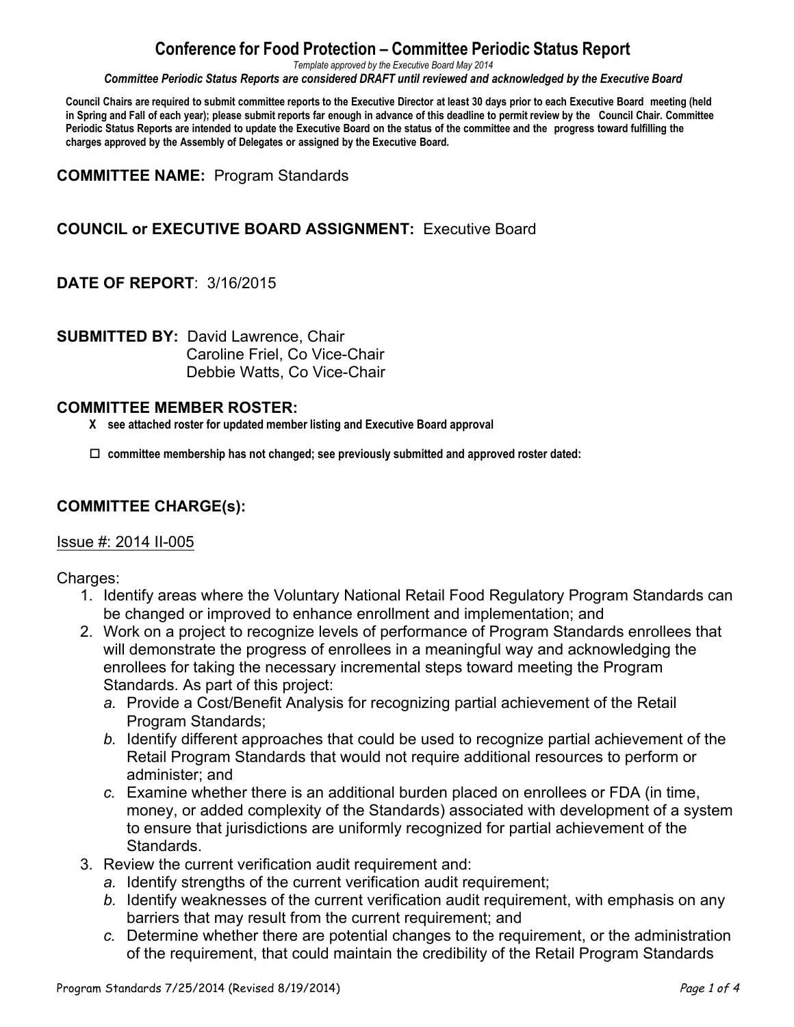# Conference for Food Protection – Committee Periodic Status Report

*Template approved by the Executive Board May 2014*

***Committee Periodic Status Reports are considered DRAFT until reviewed and acknowledged by the Executive Board***

**Council Chairs are required to submit committee reports to the Executive Director at least 30 days prior to each Executive Board meeting (held in Spring and Fall of each year); please submit reports far enough in advance of this deadline to permit review by the Council Chair. Committee Periodic Status Reports are intended to update the Executive Board on the status of the committee and the progress toward fulfilling the charges approved by the Assembly of Delegates or assigned by the Executive Board.**

**COMMITTEE NAME:** Program Standards

**COUNCIL or EXECUTIVE BOARD ASSIGNMENT:** Executive Board

**DATE OF REPORT**: 3/16/2015

**SUBMITTED BY:** David Lawrence, Chair
Caroline Friel, Co Vice-Chair
Debbie Watts, Co Vice-Chair

**COMMITTEE MEMBER ROSTER:**

**X see attached roster for updated member listing and Executive Board approval**

☐ **committee membership has not changed; see previously submitted and approved roster dated:**

**COMMITTEE CHARGE(s):**

Issue #: 2014 II-005

Charges:

1. Identify areas where the Voluntary National Retail Food Regulatory Program Standards can be changed or improved to enhance enrollment and implementation; and
2. Work on a project to recognize levels of performance of Program Standards enrollees that will demonstrate the progress of enrollees in a meaningful way and acknowledging the enrollees for taking the necessary incremental steps toward meeting the Program Standards. As part of this project:
   *a.* Provide a Cost/Benefit Analysis for recognizing partial achievement of the Retail Program Standards;
   *b.* Identify different approaches that could be used to recognize partial achievement of the Retail Program Standards that would not require additional resources to perform or administer; and
   *c.* Examine whether there is an additional burden placed on enrollees or FDA (in time, money, or added complexity of the Standards) associated with development of a system to ensure that jurisdictions are uniformly recognized for partial achievement of the Standards.
3. Review the current verification audit requirement and:
   *a.* Identify strengths of the current verification audit requirement;
   *b.* Identify weaknesses of the current verification audit requirement, with emphasis on any barriers that may result from the current requirement; and
   *c.* Determine whether there are potential changes to the requirement, or the administration of the requirement, that could maintain the credibility of the Retail Program Standards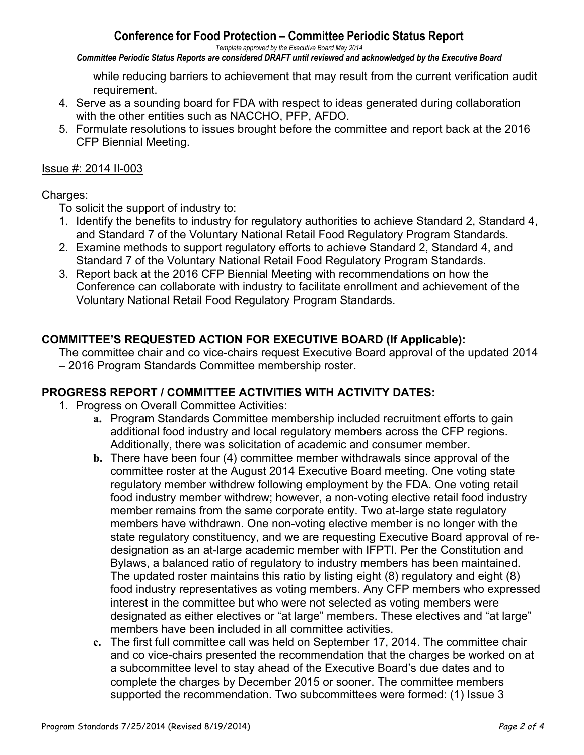while reducing barriers to achievement that may result from the current verification audit requirement.

4. Serve as a sounding board for FDA with respect to ideas generated during collaboration with the other entities such as NACCHO, PFP, AFDO.
5. Formulate resolutions to issues brought before the committee and report back at the 2016 CFP Biennial Meeting.

Issue #: 2014 II-003

Charges:

To solicit the support of industry to:

1. Identify the benefits to industry for regulatory authorities to achieve Standard 2, Standard 4, and Standard 7 of the Voluntary National Retail Food Regulatory Program Standards.
2. Examine methods to support regulatory efforts to achieve Standard 2, Standard 4, and Standard 7 of the Voluntary National Retail Food Regulatory Program Standards.
3. Report back at the 2016 CFP Biennial Meeting with recommendations on how the Conference can collaborate with industry to facilitate enrollment and achievement of the Voluntary National Retail Food Regulatory Program Standards.

## COMMITTEE'S REQUESTED ACTION FOR EXECUTIVE BOARD (If Applicable):

The committee chair and co vice-chairs request Executive Board approval of the updated 2014 – 2016 Program Standards Committee membership roster.

## PROGRESS REPORT / COMMITTEE ACTIVITIES WITH ACTIVITY DATES:

1. Progress on Overall Committee Activities:
   a. Program Standards Committee membership included recruitment efforts to gain additional food industry and local regulatory members across the CFP regions. Additionally, there was solicitation of academic and consumer member.
   b. There have been four (4) committee member withdrawals since approval of the committee roster at the August 2014 Executive Board meeting. One voting state regulatory member withdrew following employment by the FDA. One voting retail food industry member withdrew; however, a non-voting elective retail food industry member remains from the same corporate entity. Two at-large state regulatory members have withdrawn. One non-voting elective member is no longer with the state regulatory constituency, and we are requesting Executive Board approval of re-designation as an at-large academic member with IFPTI. Per the Constitution and Bylaws, a balanced ratio of regulatory to industry members has been maintained. The updated roster maintains this ratio by listing eight (8) regulatory and eight (8) food industry representatives as voting members. Any CFP members who expressed interest in the committee but who were not selected as voting members were designated as either electives or "at large" members. These electives and "at large" members have been included in all committee activities.
   c. The first full committee call was held on September 17, 2014. The committee chair and co vice-chairs presented the recommendation that the charges be worked on at a subcommittee level to stay ahead of the Executive Board's due dates and to complete the charges by December 2015 or sooner. The committee members supported the recommendation. Two subcommittees were formed: (1) Issue 3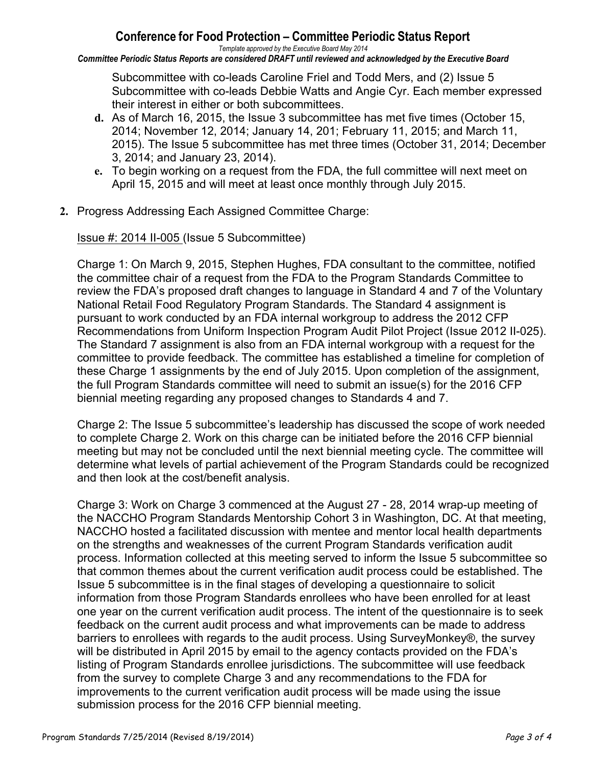Subcommittee with co-leads Caroline Friel and Todd Mers, and (2) Issue 5 Subcommittee with co-leads Debbie Watts and Angie Cyr. Each member expressed their interest in either or both subcommittees.

d. As of March 16, 2015, the Issue 3 subcommittee has met five times (October 15, 2014; November 12, 2014; January 14, 201; February 11, 2015; and March 11, 2015). The Issue 5 subcommittee has met three times (October 31, 2014; December 3, 2014; and January 23, 2014).

e. To begin working on a request from the FDA, the full committee will next meet on April 15, 2015 and will meet at least once monthly through July 2015.

2. Progress Addressing Each Assigned Committee Charge:

Issue #: 2014 II-005 (Issue 5 Subcommittee)

Charge 1: On March 9, 2015, Stephen Hughes, FDA consultant to the committee, notified the committee chair of a request from the FDA to the Program Standards Committee to review the FDA's proposed draft changes to language in Standard 4 and 7 of the Voluntary National Retail Food Regulatory Program Standards. The Standard 4 assignment is pursuant to work conducted by an FDA internal workgroup to address the 2012 CFP Recommendations from Uniform Inspection Program Audit Pilot Project (Issue 2012 II-025). The Standard 7 assignment is also from an FDA internal workgroup with a request for the committee to provide feedback. The committee has established a timeline for completion of these Charge 1 assignments by the end of July 2015. Upon completion of the assignment, the full Program Standards committee will need to submit an issue(s) for the 2016 CFP biennial meeting regarding any proposed changes to Standards 4 and 7.

Charge 2: The Issue 5 subcommittee's leadership has discussed the scope of work needed to complete Charge 2. Work on this charge can be initiated before the 2016 CFP biennial meeting but may not be concluded until the next biennial meeting cycle. The committee will determine what levels of partial achievement of the Program Standards could be recognized and then look at the cost/benefit analysis.

Charge 3: Work on Charge 3 commenced at the August 27 - 28, 2014 wrap-up meeting of the NACCHO Program Standards Mentorship Cohort 3 in Washington, DC. At that meeting, NACCHO hosted a facilitated discussion with mentee and mentor local health departments on the strengths and weaknesses of the current Program Standards verification audit process. Information collected at this meeting served to inform the Issue 5 subcommittee so that common themes about the current verification audit process could be established. The Issue 5 subcommittee is in the final stages of developing a questionnaire to solicit information from those Program Standards enrollees who have been enrolled for at least one year on the current verification audit process. The intent of the questionnaire is to seek feedback on the current audit process and what improvements can be made to address barriers to enrollees with regards to the audit process. Using SurveyMonkey®, the survey will be distributed in April 2015 by email to the agency contacts provided on the FDA's listing of Program Standards enrollee jurisdictions. The subcommittee will use feedback from the survey to complete Charge 3 and any recommendations to the FDA for improvements to the current verification audit process will be made using the issue submission process for the 2016 CFP biennial meeting.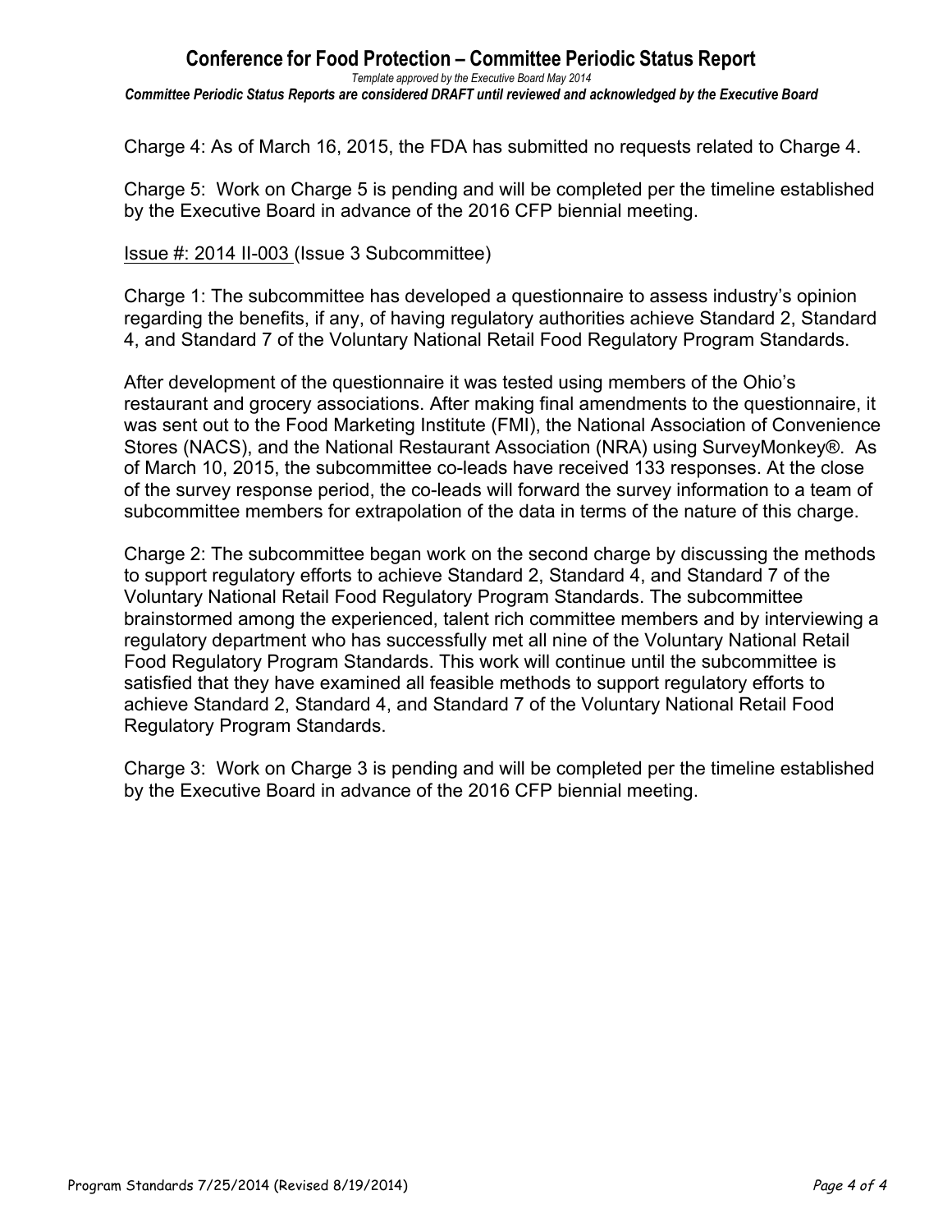Charge 4: As of March 16, 2015, the FDA has submitted no requests related to Charge 4.

Charge 5: Work on Charge 5 is pending and will be completed per the timeline established by the Executive Board in advance of the 2016 CFP biennial meeting.

Issue #: 2014 II-003 (Issue 3 Subcommittee)

Charge 1: The subcommittee has developed a questionnaire to assess industry's opinion regarding the benefits, if any, of having regulatory authorities achieve Standard 2, Standard 4, and Standard 7 of the Voluntary National Retail Food Regulatory Program Standards.

After development of the questionnaire it was tested using members of the Ohio's restaurant and grocery associations. After making final amendments to the questionnaire, it was sent out to the Food Marketing Institute (FMI), the National Association of Convenience Stores (NACS), and the National Restaurant Association (NRA) using SurveyMonkey®. As of March 10, 2015, the subcommittee co-leads have received 133 responses. At the close of the survey response period, the co-leads will forward the survey information to a team of subcommittee members for extrapolation of the data in terms of the nature of this charge.

Charge 2: The subcommittee began work on the second charge by discussing the methods to support regulatory efforts to achieve Standard 2, Standard 4, and Standard 7 of the Voluntary National Retail Food Regulatory Program Standards. The subcommittee brainstormed among the experienced, talent rich committee members and by interviewing a regulatory department who has successfully met all nine of the Voluntary National Retail Food Regulatory Program Standards. This work will continue until the subcommittee is satisfied that they have examined all feasible methods to support regulatory efforts to achieve Standard 2, Standard 4, and Standard 7 of the Voluntary National Retail Food Regulatory Program Standards.

Charge 3: Work on Charge 3 is pending and will be completed per the timeline established by the Executive Board in advance of the 2016 CFP biennial meeting.